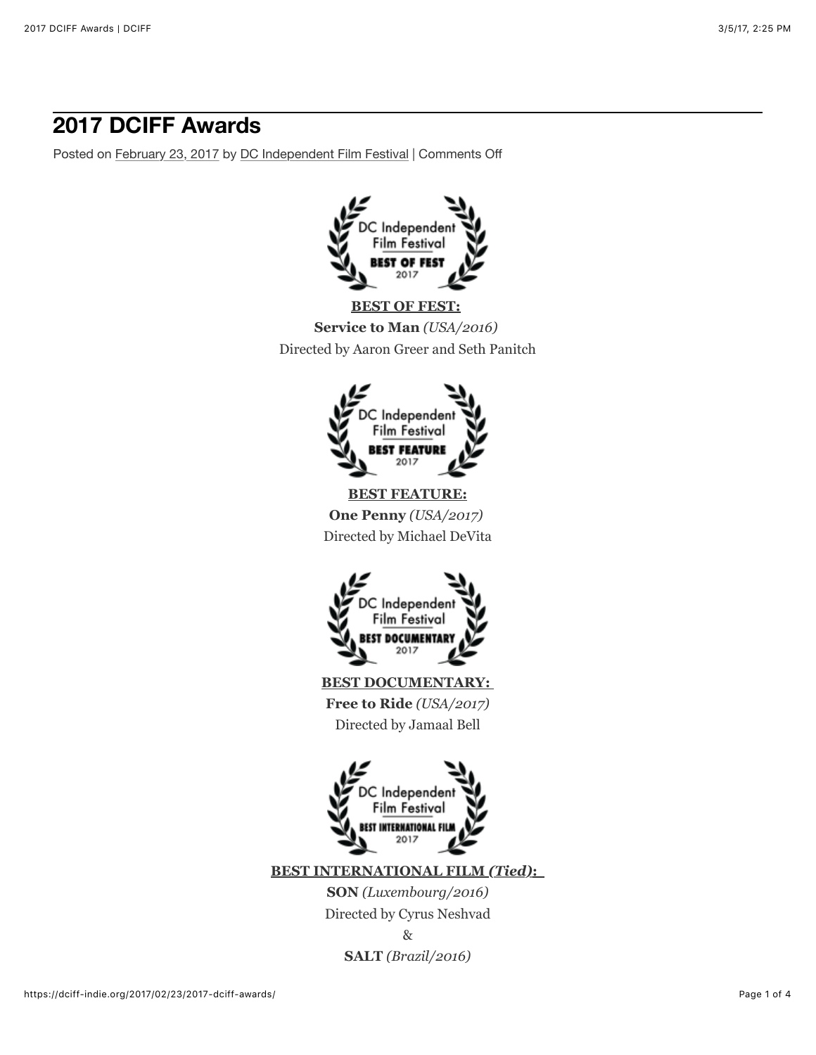# 2017 DCIFF Awards

Posted on February 23, 2017 by DC Independent Film Festival | Comments Off

**BEST OF FEST:**

**Service to Man** *(USA/2016)*

Directed by Aaron Greer and Seth Panitch

**BEST FEATURE:**

**One Penny** *(USA/2017)*

Directed by Michael DeVita

**BEST DOCUMENTARY:**

**Free to Ride** *(USA/2017)*

Directed by Jamaal Bell

**BEST INTERNATIONAL FILM *(Tied)*:**

**SON** *(Luxembourg/2016)*

Directed by Cyrus Neshvad

&

**SALT** *(Brazil/2016)*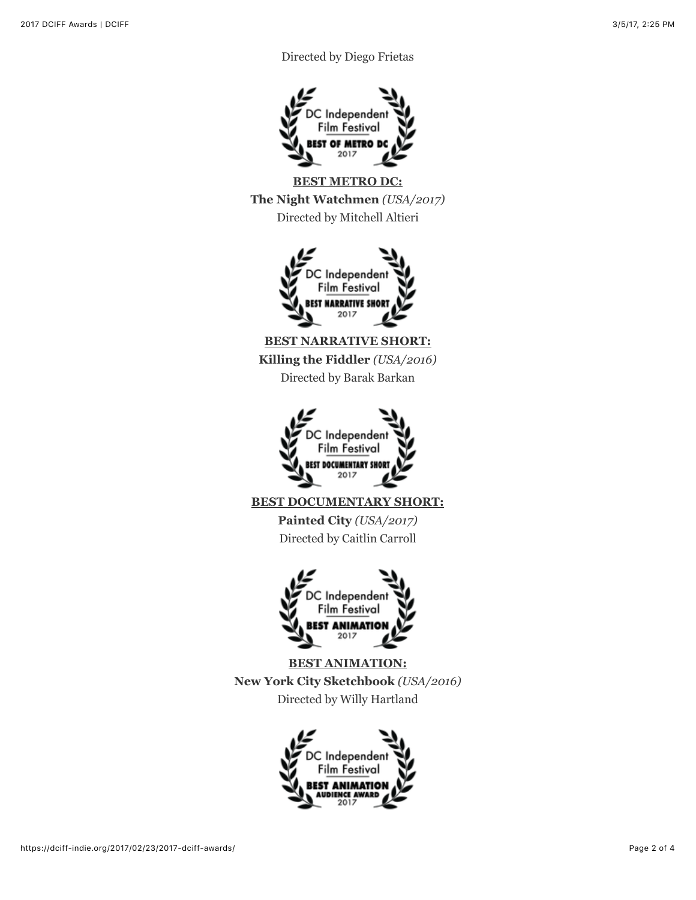Directed by Diego Frietas

**BEST METRO DC:**

**The Night Watchmen** *(USA/2017)*

Directed by Mitchell Altieri

**BEST NARRATIVE SHORT:**

**Killing the Fiddler** *(USA/2016)*

Directed by Barak Barkan

**BEST DOCUMENTARY SHORT:**

**Painted City** *(USA/2017)*

Directed by Caitlin Carroll

**BEST ANIMATION:**

**New York City Sketchbook** *(USA/2016)*

Directed by Willy Hartland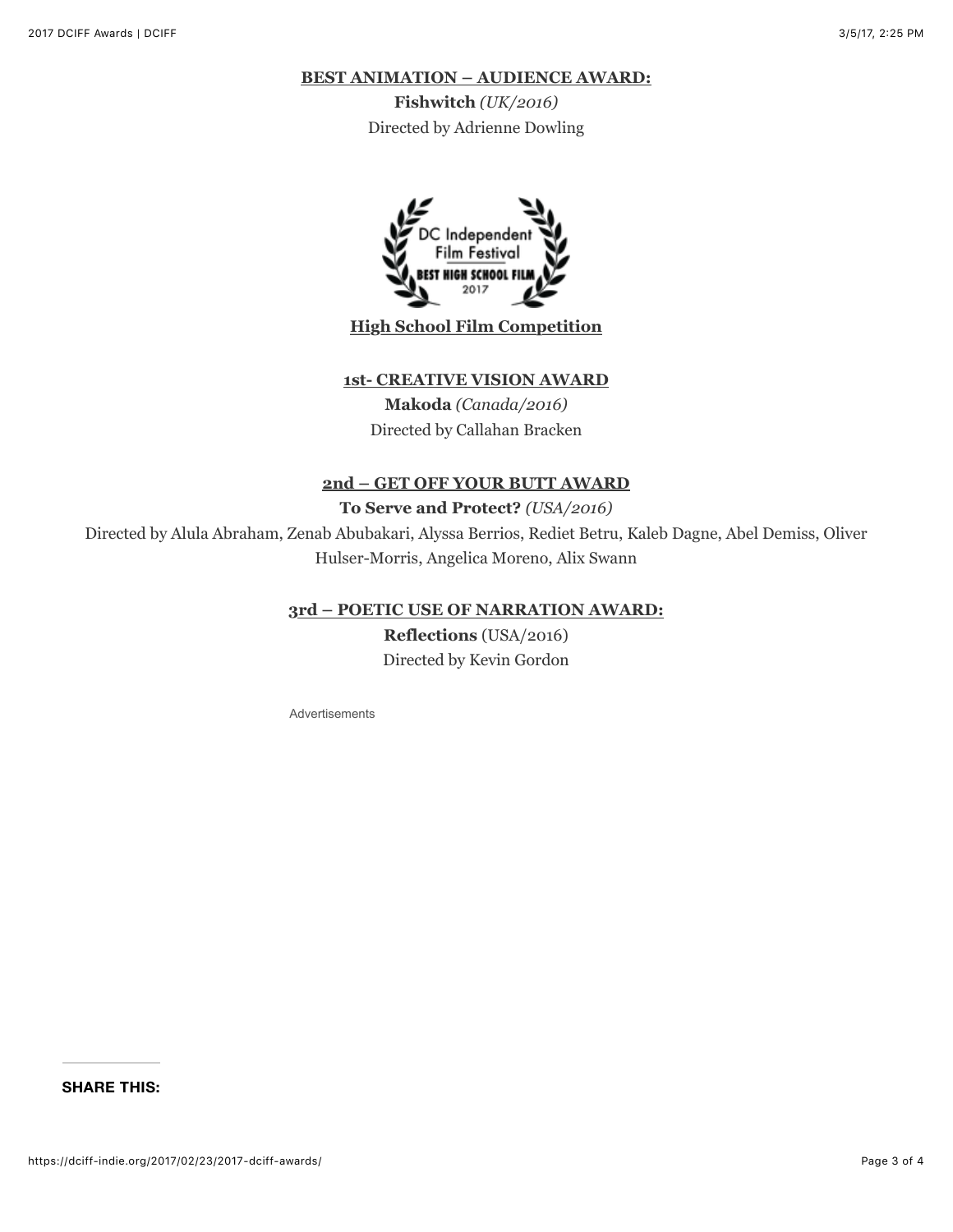**BEST ANIMATION – AUDIENCE AWARD:**

**Fishwitch** *(UK/2016)*

Directed by Adrienne Dowling

DC Independent Film Festival
BEST HIGH SCHOOL FILM
2017

## High School Film Competition

**1st- CREATIVE VISION AWARD**

**Makoda** *(Canada/2016)*

Directed by Callahan Bracken

**2nd – GET OFF YOUR BUTT AWARD**

**To Serve and Protect?** *(USA/2016)*

Directed by Alula Abraham, Zenab Abubakari, Alyssa Berrios, Rediet Betru, Kaleb Dagne, Abel Demiss, Oliver Hulser-Morris, Angelica Moreno, Alix Swann

**3rd – POETIC USE OF NARRATION AWARD:**

**Reflections** (USA/2016)

Directed by Kevin Gordon

Advertisements

**SHARE THIS:**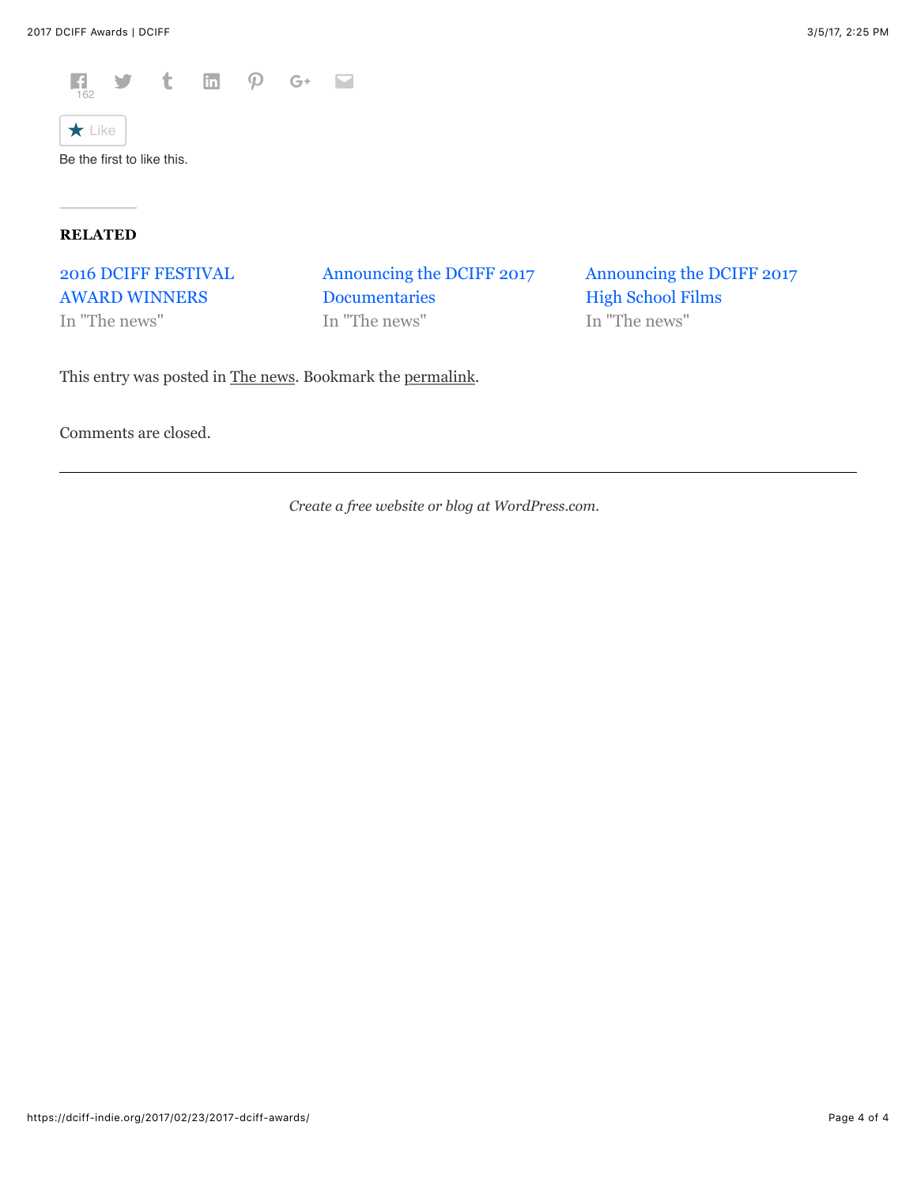162

★ Like

Be the first to like this.

**RELATED**

2016 DCIFF FESTIVAL AWARD WINNERS
In "The news"

Announcing the DCIFF 2017 Documentaries
In "The news"

Announcing the DCIFF 2017 High School Films
In "The news"

This entry was posted in The news. Bookmark the permalink.

Comments are closed.

---

*Create a free website or blog at WordPress.com.*